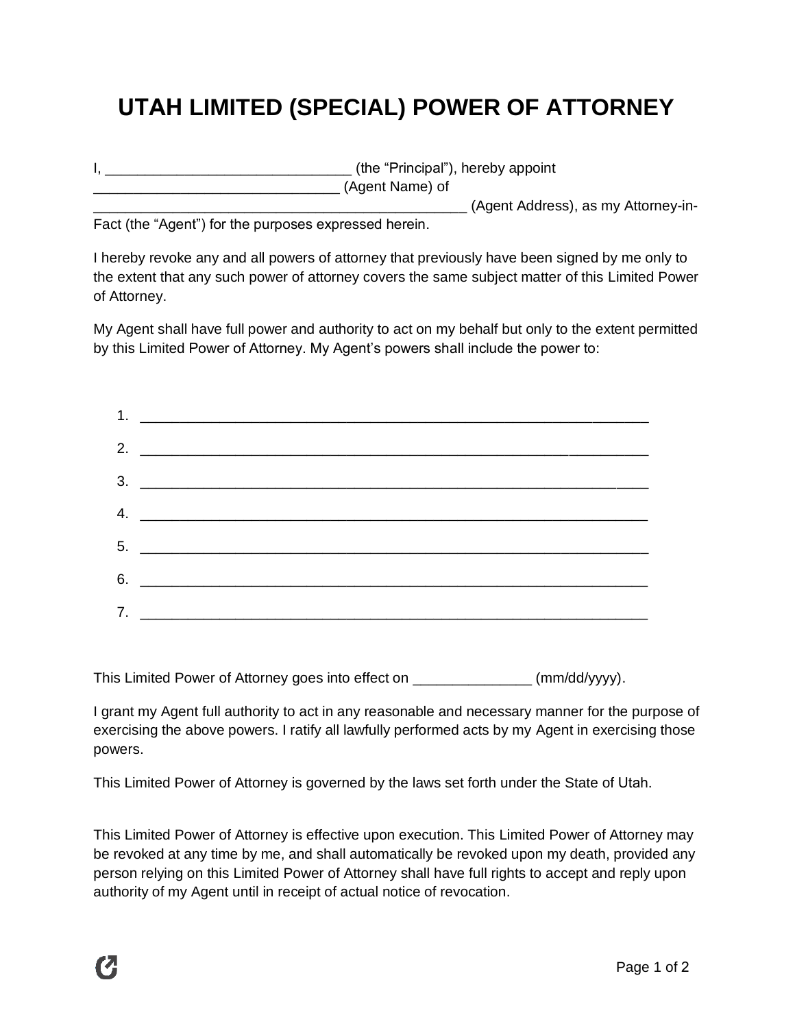# UTAH LIMITED (SPECIAL) POWER OF ATTORNEY

I, ______________________________ (the "Principal"), hereby appoint ______________________________ (Agent Name) of _____________________________________________ (Agent Address), as my Attorney-in-Fact (the "Agent") for the purposes expressed herein.

I hereby revoke any and all powers of attorney that previously have been signed by me only to the extent that any such power of attorney covers the same subject matter of this Limited Power of Attorney.

My Agent shall have full power and authority to act on my behalf but only to the extent permitted by this Limited Power of Attorney. My Agent's powers shall include the power to:

1. _______________________________________________________________
2. _______________________________________________________________
3. _______________________________________________________________
4. _______________________________________________________________
5. _______________________________________________________________
6. _______________________________________________________________
7. _______________________________________________________________

This Limited Power of Attorney goes into effect on ______________ (mm/dd/yyyy).

I grant my Agent full authority to act in any reasonable and necessary manner for the purpose of exercising the above powers. I ratify all lawfully performed acts by my Agent in exercising those powers.

This Limited Power of Attorney is governed by the laws set forth under the State of Utah.

This Limited Power of Attorney is effective upon execution. This Limited Power of Attorney may be revoked at any time by me, and shall automatically be revoked upon my death, provided any person relying on this Limited Power of Attorney shall have full rights to accept and reply upon authority of my Agent until in receipt of actual notice of revocation.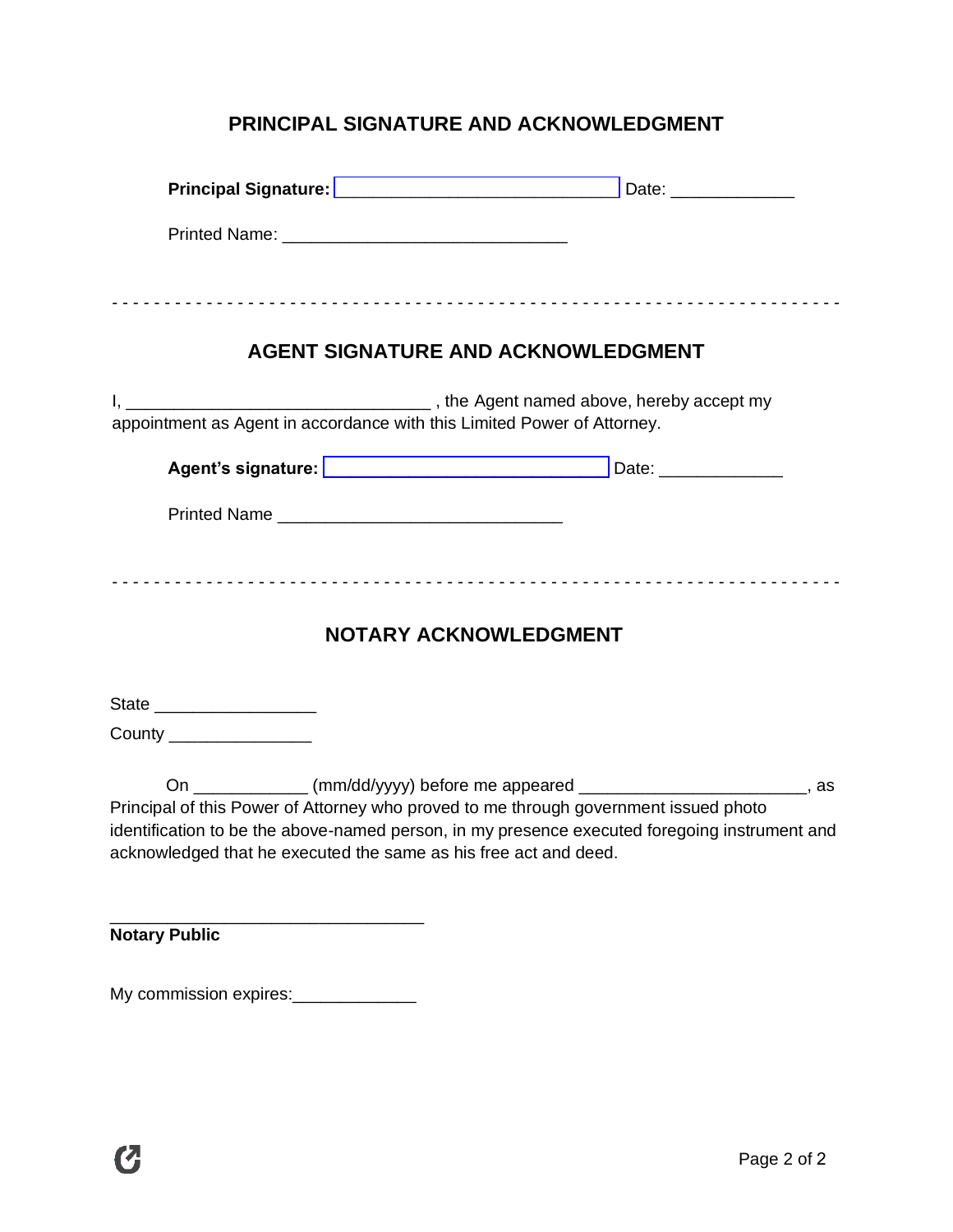## PRINCIPAL SIGNATURE AND ACKNOWLEDGMENT

**Principal Signature:** ______________________________ Date: _____________

Printed Name: ______________________________

- - - - - - - - - - - - - - - - - - - - - - - - - - - - - - - - - - - - - - - - - - - - - - - - - - - - - - - - - - - - - - - - - -

## AGENT SIGNATURE AND ACKNOWLEDGMENT

I, ________________________________ , the Agent named above, hereby accept my appointment as Agent in accordance with this Limited Power of Attorney.

**Agent's signature:** ______________________________ Date: _____________

Printed Name ______________________________

- - - - - - - - - - - - - - - - - - - - - - - - - - - - - - - - - - - - - - - - - - - - - - - - - - - - - - - - - - - - - - - - - -

## NOTARY ACKNOWLEDGMENT

State _________________

County _______________

On ____________ (mm/dd/yyyy) before me appeared ________________________, as Principal of this Power of Attorney who proved to me through government issued photo identification to be the above-named person, in my presence executed foregoing instrument and acknowledged that he executed the same as his free act and deed.

_________________________________

**Notary Public**

My commission expires:_____________